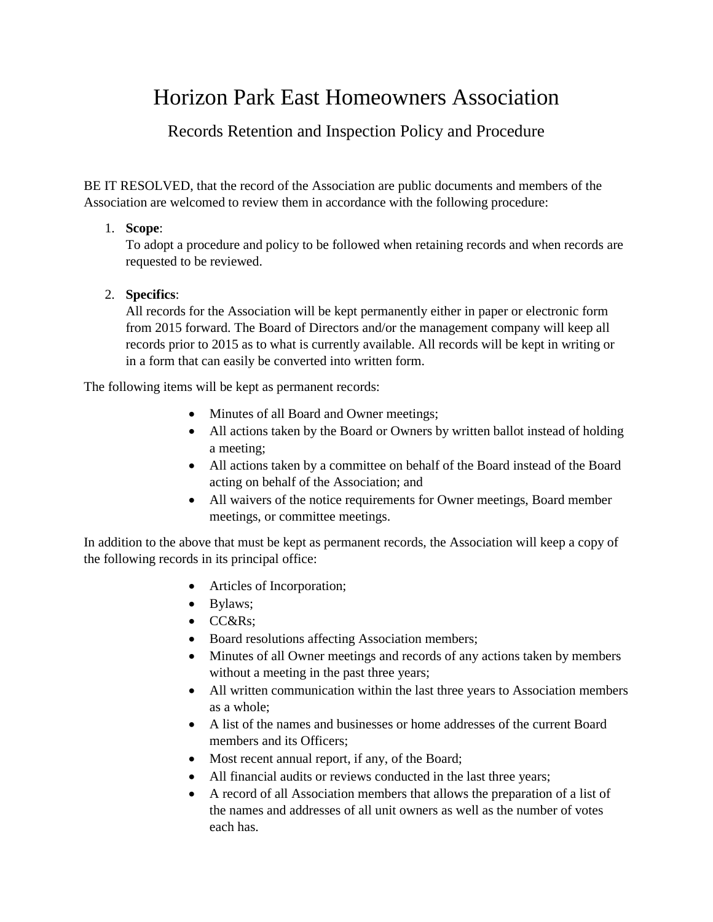# Horizon Park East Homeowners Association

## Records Retention and Inspection Policy and Procedure

BE IT RESOLVED, that the record of the Association are public documents and members of the Association are welcomed to review them in accordance with the following procedure:

1. **Scope**:
   To adopt a procedure and policy to be followed when retaining records and when records are requested to be reviewed.

2. **Specifics**:
   All records for the Association will be kept permanently either in paper or electronic form from 2015 forward. The Board of Directors and/or the management company will keep all records prior to 2015 as to what is currently available. All records will be kept in writing or in a form that can easily be converted into written form.

The following items will be kept as permanent records:

- Minutes of all Board and Owner meetings;
- All actions taken by the Board or Owners by written ballot instead of holding a meeting;
- All actions taken by a committee on behalf of the Board instead of the Board acting on behalf of the Association; and
- All waivers of the notice requirements for Owner meetings, Board member meetings, or committee meetings.

In addition to the above that must be kept as permanent records, the Association will keep a copy of the following records in its principal office:

- Articles of Incorporation;
- Bylaws;
- CC&Rs;
- Board resolutions affecting Association members;
- Minutes of all Owner meetings and records of any actions taken by members without a meeting in the past three years;
- All written communication within the last three years to Association members as a whole;
- A list of the names and businesses or home addresses of the current Board members and its Officers;
- Most recent annual report, if any, of the Board;
- All financial audits or reviews conducted in the last three years;
- A record of all Association members that allows the preparation of a list of the names and addresses of all unit owners as well as the number of votes each has.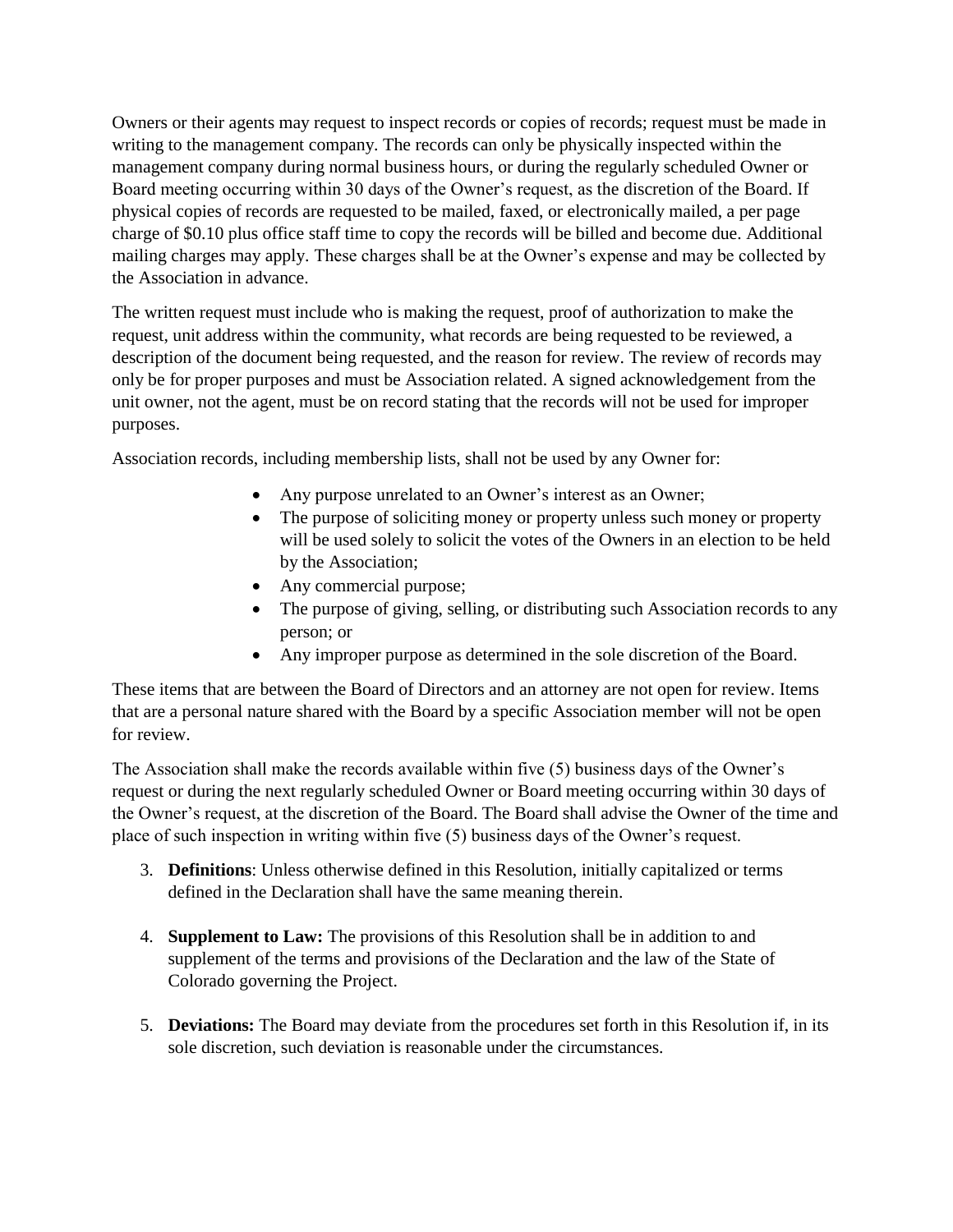Owners or their agents may request to inspect records or copies of records; request must be made in writing to the management company. The records can only be physically inspected within the management company during normal business hours, or during the regularly scheduled Owner or Board meeting occurring within 30 days of the Owner's request, as the discretion of the Board. If physical copies of records are requested to be mailed, faxed, or electronically mailed, a per page charge of $0.10 plus office staff time to copy the records will be billed and become due. Additional mailing charges may apply. These charges shall be at the Owner's expense and may be collected by the Association in advance.

The written request must include who is making the request, proof of authorization to make the request, unit address within the community, what records are being requested to be reviewed, a description of the document being requested, and the reason for review. The review of records may only be for proper purposes and must be Association related. A signed acknowledgement from the unit owner, not the agent, must be on record stating that the records will not be used for improper purposes.

Association records, including membership lists, shall not be used by any Owner for:

- Any purpose unrelated to an Owner's interest as an Owner;
- The purpose of soliciting money or property unless such money or property will be used solely to solicit the votes of the Owners in an election to be held by the Association;
- Any commercial purpose;
- The purpose of giving, selling, or distributing such Association records to any person; or
- Any improper purpose as determined in the sole discretion of the Board.

These items that are between the Board of Directors and an attorney are not open for review. Items that are a personal nature shared with the Board by a specific Association member will not be open for review.

The Association shall make the records available within five (5) business days of the Owner's request or during the next regularly scheduled Owner or Board meeting occurring within 30 days of the Owner's request, at the discretion of the Board. The Board shall advise the Owner of the time and place of such inspection in writing within five (5) business days of the Owner's request.

3. **Definitions**: Unless otherwise defined in this Resolution, initially capitalized or terms defined in the Declaration shall have the same meaning therein.

4. **Supplement to Law:** The provisions of this Resolution shall be in addition to and supplement of the terms and provisions of the Declaration and the law of the State of Colorado governing the Project.

5. **Deviations:** The Board may deviate from the procedures set forth in this Resolution if, in its sole discretion, such deviation is reasonable under the circumstances.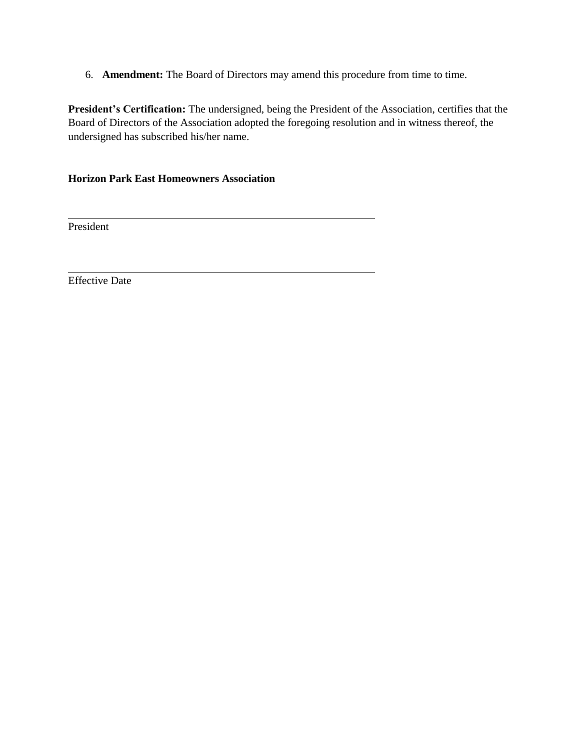6. **Amendment:** The Board of Directors may amend this procedure from time to time.

**President's Certification:** The undersigned, being the President of the Association, certifies that the Board of Directors of the Association adopted the foregoing resolution and in witness thereof, the undersigned has subscribed his/her name.

**Horizon Park East Homeowners Association**

\_\_\_\_\_\_\_\_\_\_\_\_\_\_\_\_\_\_\_\_\_\_\_\_\_\_\_\_\_\_\_\_\_\_\_\_\_\_\_\_
President

\_\_\_\_\_\_\_\_\_\_\_\_\_\_\_\_\_\_\_\_\_\_\_\_\_\_\_\_\_\_\_\_\_\_\_\_\_\_\_\_
Effective Date